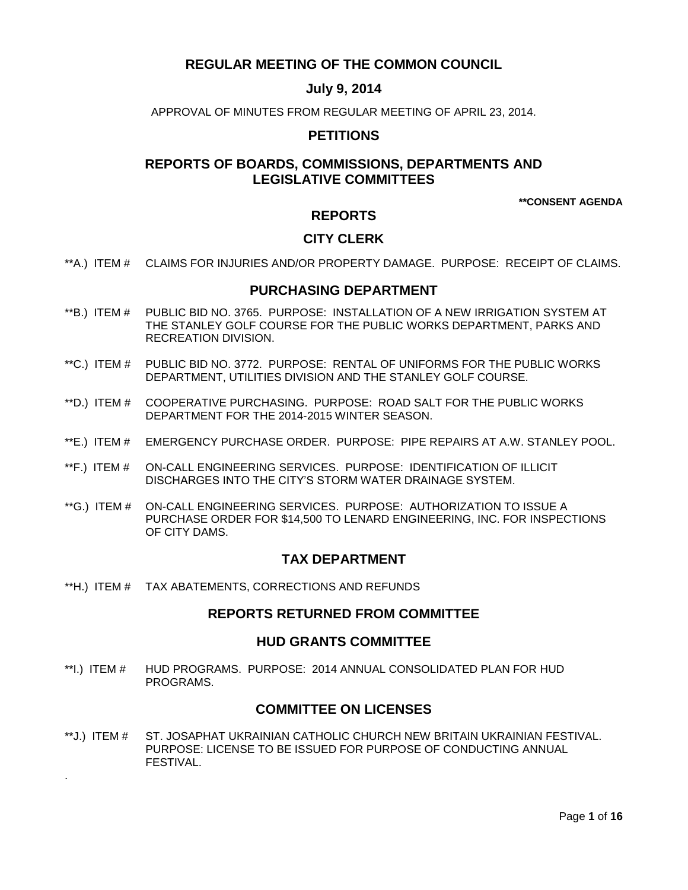# REGULAR MEETING OF THE COMMON COUNCIL

## July 9, 2014

APPROVAL OF MINUTES FROM REGULAR MEETING OF APRIL 23, 2014.

## PETITIONS

## REPORTS OF BOARDS, COMMISSIONS, DEPARTMENTS AND LEGISLATIVE COMMITTEES

**\*\*CONSENT AGENDA**

## REPORTS

### CITY CLERK

**A.) ITEM # CLAIMS FOR INJURIES AND/OR PROPERTY DAMAGE. PURPOSE: RECEIPT OF CLAIMS.

### PURCHASING DEPARTMENT

**B.) ITEM # PUBLIC BID NO. 3765. PURPOSE: INSTALLATION OF A NEW IRRIGATION SYSTEM AT THE STANLEY GOLF COURSE FOR THE PUBLIC WORKS DEPARTMENT, PARKS AND RECREATION DIVISION.

**C.) ITEM # PUBLIC BID NO. 3772. PURPOSE: RENTAL OF UNIFORMS FOR THE PUBLIC WORKS DEPARTMENT, UTILITIES DIVISION AND THE STANLEY GOLF COURSE.

**D.) ITEM # COOPERATIVE PURCHASING. PURPOSE: ROAD SALT FOR THE PUBLIC WORKS DEPARTMENT FOR THE 2014-2015 WINTER SEASON.

**E.) ITEM # EMERGENCY PURCHASE ORDER. PURPOSE: PIPE REPAIRS AT A.W. STANLEY POOL.

**F.) ITEM # ON-CALL ENGINEERING SERVICES. PURPOSE: IDENTIFICATION OF ILLICIT DISCHARGES INTO THE CITY'S STORM WATER DRAINAGE SYSTEM.

**G.) ITEM # ON-CALL ENGINEERING SERVICES. PURPOSE: AUTHORIZATION TO ISSUE A PURCHASE ORDER FOR $14,500 TO LENARD ENGINEERING, INC. FOR INSPECTIONS OF CITY DAMS.

### TAX DEPARTMENT

**H.) ITEM # TAX ABATEMENTS, CORRECTIONS AND REFUNDS

## REPORTS RETURNED FROM COMMITTEE

### HUD GRANTS COMMITTEE

**I.) ITEM # HUD PROGRAMS. PURPOSE: 2014 ANNUAL CONSOLIDATED PLAN FOR HUD PROGRAMS.

### COMMITTEE ON LICENSES

**J.) ITEM # ST. JOSAPHAT UKRAINIAN CATHOLIC CHURCH NEW BRITAIN UKRAINIAN FESTIVAL. PURPOSE: LICENSE TO BE ISSUED FOR PURPOSE OF CONDUCTING ANNUAL FESTIVAL.

.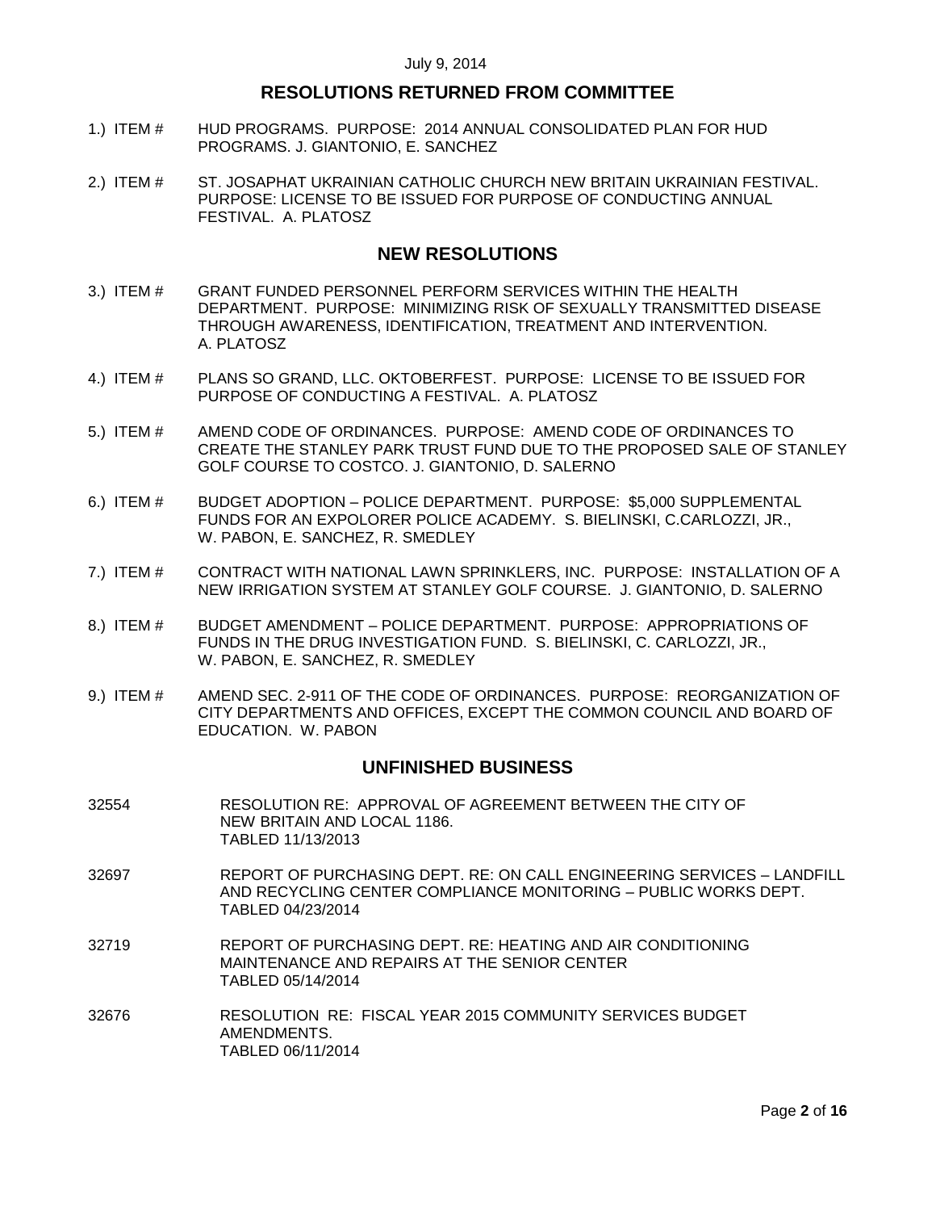July 9, 2014

## RESOLUTIONS RETURNED FROM COMMITTEE

1.) ITEM # HUD PROGRAMS. PURPOSE: 2014 ANNUAL CONSOLIDATED PLAN FOR HUD PROGRAMS. J. GIANTONIO, E. SANCHEZ

2.) ITEM # ST. JOSAPHAT UKRAINIAN CATHOLIC CHURCH NEW BRITAIN UKRAINIAN FESTIVAL. PURPOSE: LICENSE TO BE ISSUED FOR PURPOSE OF CONDUCTING ANNUAL FESTIVAL. A. PLATOSZ

## NEW RESOLUTIONS

3.) ITEM # GRANT FUNDED PERSONNEL PERFORM SERVICES WITHIN THE HEALTH DEPARTMENT. PURPOSE: MINIMIZING RISK OF SEXUALLY TRANSMITTED DISEASE THROUGH AWARENESS, IDENTIFICATION, TREATMENT AND INTERVENTION. A. PLATOSZ

4.) ITEM # PLANS SO GRAND, LLC. OKTOBERFEST. PURPOSE: LICENSE TO BE ISSUED FOR PURPOSE OF CONDUCTING A FESTIVAL. A. PLATOSZ

5.) ITEM # AMEND CODE OF ORDINANCES. PURPOSE: AMEND CODE OF ORDINANCES TO CREATE THE STANLEY PARK TRUST FUND DUE TO THE PROPOSED SALE OF STANLEY GOLF COURSE TO COSTCO. J. GIANTONIO, D. SALERNO

6.) ITEM # BUDGET ADOPTION – POLICE DEPARTMENT. PURPOSE: $5,000 SUPPLEMENTAL FUNDS FOR AN EXPOLORER POLICE ACADEMY. S. BIELINSKI, C.CARLOZZI, JR., W. PABON, E. SANCHEZ, R. SMEDLEY

7.) ITEM # CONTRACT WITH NATIONAL LAWN SPRINKLERS, INC. PURPOSE: INSTALLATION OF A NEW IRRIGATION SYSTEM AT STANLEY GOLF COURSE. J. GIANTONIO, D. SALERNO

8.) ITEM # BUDGET AMENDMENT – POLICE DEPARTMENT. PURPOSE: APPROPRIATIONS OF FUNDS IN THE DRUG INVESTIGATION FUND. S. BIELINSKI, C. CARLOZZI, JR., W. PABON, E. SANCHEZ, R. SMEDLEY

9.) ITEM # AMEND SEC. 2-911 OF THE CODE OF ORDINANCES. PURPOSE: REORGANIZATION OF CITY DEPARTMENTS AND OFFICES, EXCEPT THE COMMON COUNCIL AND BOARD OF EDUCATION. W. PABON

## UNFINISHED BUSINESS

32554 RESOLUTION RE: APPROVAL OF AGREEMENT BETWEEN THE CITY OF NEW BRITAIN AND LOCAL 1186.
TABLED 11/13/2013

32697 REPORT OF PURCHASING DEPT. RE: ON CALL ENGINEERING SERVICES – LANDFILL AND RECYCLING CENTER COMPLIANCE MONITORING – PUBLIC WORKS DEPT.
TABLED 04/23/2014

32719 REPORT OF PURCHASING DEPT. RE: HEATING AND AIR CONDITIONING MAINTENANCE AND REPAIRS AT THE SENIOR CENTER
TABLED 05/14/2014

32676 RESOLUTION RE: FISCAL YEAR 2015 COMMUNITY SERVICES BUDGET AMENDMENTS.
TABLED 06/11/2014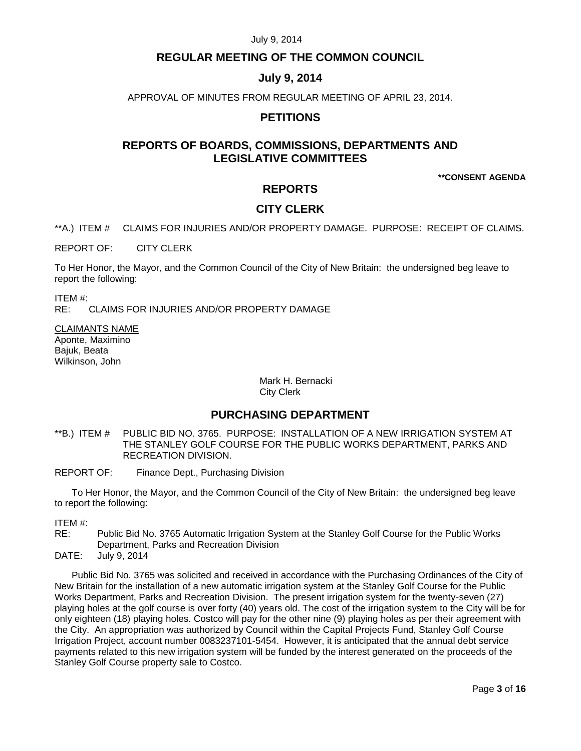# REGULAR MEETING OF THE COMMON COUNCIL

## July 9, 2014

APPROVAL OF MINUTES FROM REGULAR MEETING OF APRIL 23, 2014.

## PETITIONS

## REPORTS OF BOARDS, COMMISSIONS, DEPARTMENTS AND LEGISLATIVE COMMITTEES

**\*\*CONSENT AGENDA**

## REPORTS

## CITY CLERK

**A.) ITEM # CLAIMS FOR INJURIES AND/OR PROPERTY DAMAGE. PURPOSE: RECEIPT OF CLAIMS.

REPORT OF: CITY CLERK

To Her Honor, the Mayor, and the Common Council of the City of New Britain: the undersigned beg leave to report the following:

ITEM #:
RE: CLAIMS FOR INJURIES AND/OR PROPERTY DAMAGE

<u>CLAIMANTS NAME</u>
Aponte, Maximino
Bajuk, Beata
Wilkinson, John

Mark H. Bernacki
City Clerk

## PURCHASING DEPARTMENT

**B.) ITEM # PUBLIC BID NO. 3765. PURPOSE: INSTALLATION OF A NEW IRRIGATION SYSTEM AT THE STANLEY GOLF COURSE FOR THE PUBLIC WORKS DEPARTMENT, PARKS AND RECREATION DIVISION.

REPORT OF: Finance Dept., Purchasing Division

To Her Honor, the Mayor, and the Common Council of the City of New Britain: the undersigned beg leave to report the following:

ITEM #:
RE: Public Bid No. 3765 Automatic Irrigation System at the Stanley Golf Course for the Public Works Department, Parks and Recreation Division
DATE: July 9, 2014

Public Bid No. 3765 was solicited and received in accordance with the Purchasing Ordinances of the City of New Britain for the installation of a new automatic irrigation system at the Stanley Golf Course for the Public Works Department, Parks and Recreation Division. The present irrigation system for the twenty-seven (27) playing holes at the golf course is over forty (40) years old. The cost of the irrigation system to the City will be for only eighteen (18) playing holes. Costco will pay for the other nine (9) playing holes as per their agreement with the City. An appropriation was authorized by Council within the Capital Projects Fund, Stanley Golf Course Irrigation Project, account number 0083237101-5454. However, it is anticipated that the annual debt service payments related to this new irrigation system will be funded by the interest generated on the proceeds of the Stanley Golf Course property sale to Costco.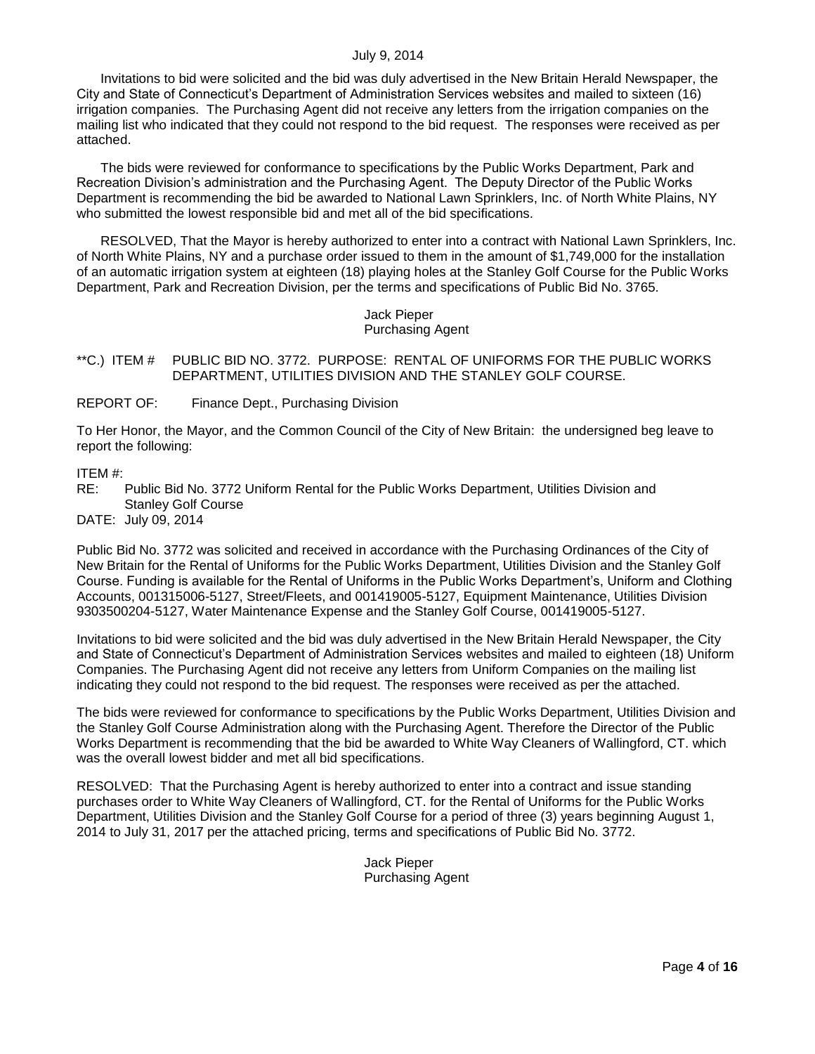Invitations to bid were solicited and the bid was duly advertised in the New Britain Herald Newspaper, the City and State of Connecticut's Department of Administration Services websites and mailed to sixteen (16) irrigation companies. The Purchasing Agent did not receive any letters from the irrigation companies on the mailing list who indicated that they could not respond to the bid request. The responses were received as per attached.

The bids were reviewed for conformance to specifications by the Public Works Department, Park and Recreation Division's administration and the Purchasing Agent. The Deputy Director of the Public Works Department is recommending the bid be awarded to National Lawn Sprinklers, Inc. of North White Plains, NY who submitted the lowest responsible bid and met all of the bid specifications.

RESOLVED, That the Mayor is hereby authorized to enter into a contract with National Lawn Sprinklers, Inc. of North White Plains, NY and a purchase order issued to them in the amount of $1,749,000 for the installation of an automatic irrigation system at eighteen (18) playing holes at the Stanley Golf Course for the Public Works Department, Park and Recreation Division, per the terms and specifications of Public Bid No. 3765.

Jack Pieper
Purchasing Agent

**C.) ITEM # PUBLIC BID NO. 3772. PURPOSE: RENTAL OF UNIFORMS FOR THE PUBLIC WORKS DEPARTMENT, UTILITIES DIVISION AND THE STANLEY GOLF COURSE.

REPORT OF: Finance Dept., Purchasing Division

To Her Honor, the Mayor, and the Common Council of the City of New Britain: the undersigned beg leave to report the following:

ITEM #:
RE: Public Bid No. 3772 Uniform Rental for the Public Works Department, Utilities Division and Stanley Golf Course
DATE: July 09, 2014

Public Bid No. 3772 was solicited and received in accordance with the Purchasing Ordinances of the City of New Britain for the Rental of Uniforms for the Public Works Department, Utilities Division and the Stanley Golf Course. Funding is available for the Rental of Uniforms in the Public Works Department's, Uniform and Clothing Accounts, 001315006-5127, Street/Fleets, and 001419005-5127, Equipment Maintenance, Utilities Division 9303500204-5127, Water Maintenance Expense and the Stanley Golf Course, 001419005-5127.

Invitations to bid were solicited and the bid was duly advertised in the New Britain Herald Newspaper, the City and State of Connecticut's Department of Administration Services websites and mailed to eighteen (18) Uniform Companies. The Purchasing Agent did not receive any letters from Uniform Companies on the mailing list indicating they could not respond to the bid request. The responses were received as per the attached.

The bids were reviewed for conformance to specifications by the Public Works Department, Utilities Division and the Stanley Golf Course Administration along with the Purchasing Agent. Therefore the Director of the Public Works Department is recommending that the bid be awarded to White Way Cleaners of Wallingford, CT. which was the overall lowest bidder and met all bid specifications.

RESOLVED: That the Purchasing Agent is hereby authorized to enter into a contract and issue standing purchases order to White Way Cleaners of Wallingford, CT. for the Rental of Uniforms for the Public Works Department, Utilities Division and the Stanley Golf Course for a period of three (3) years beginning August 1, 2014 to July 31, 2017 per the attached pricing, terms and specifications of Public Bid No. 3772.

Jack Pieper
Purchasing Agent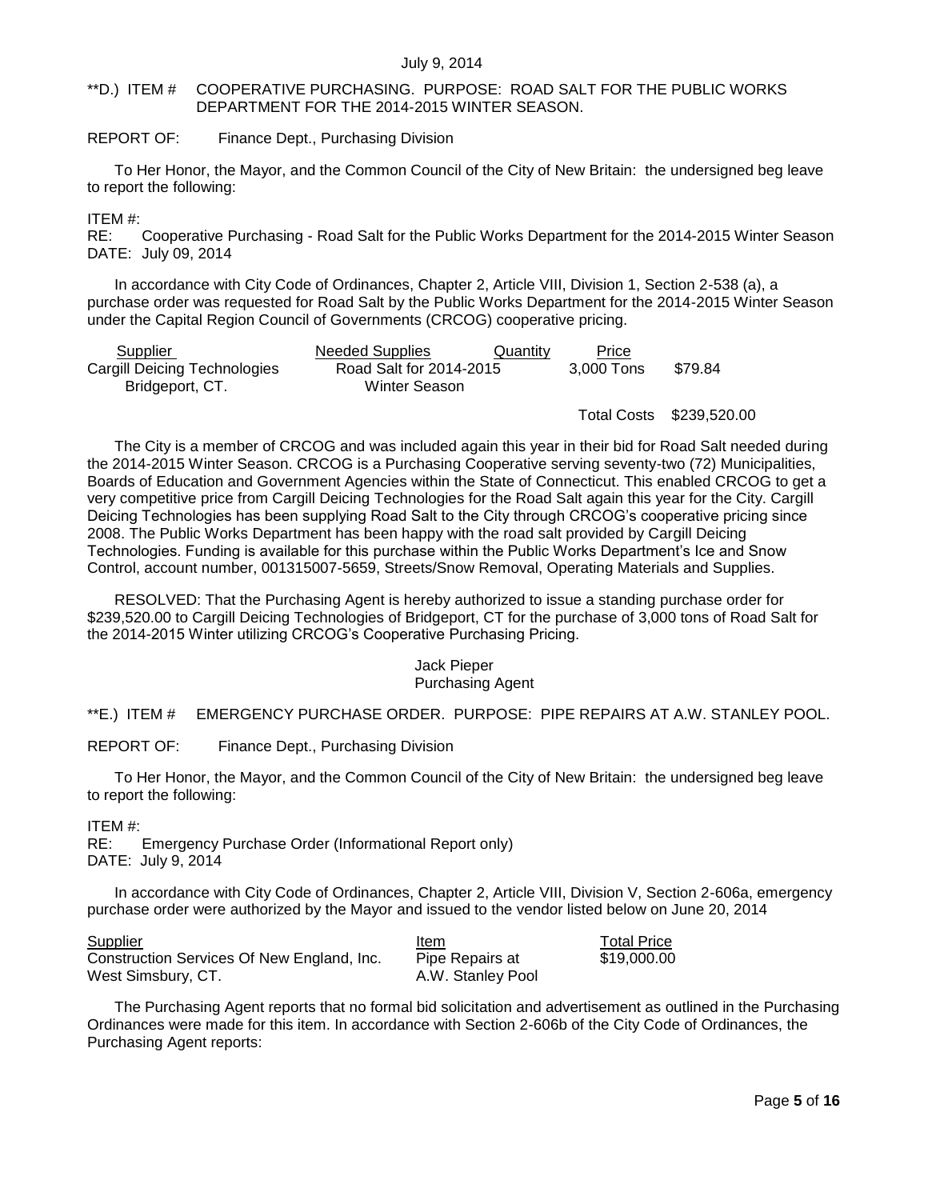**D.) ITEM # COOPERATIVE PURCHASING. PURPOSE: ROAD SALT FOR THE PUBLIC WORKS DEPARTMENT FOR THE 2014-2015 WINTER SEASON.

REPORT OF: Finance Dept., Purchasing Division

To Her Honor, the Mayor, and the Common Council of the City of New Britain: the undersigned beg leave to report the following:

ITEM #:
RE: Cooperative Purchasing - Road Salt for the Public Works Department for the 2014-2015 Winter Season
DATE: July 09, 2014

In accordance with City Code of Ordinances, Chapter 2, Article VIII, Division 1, Section 2-538 (a), a purchase order was requested for Road Salt by the Public Works Department for the 2014-2015 Winter Season under the Capital Region Council of Governments (CRCOG) cooperative pricing.

| Supplier | Needed Supplies | Quantity | Price |
|---|---|---|---|
| Cargill Deicing Technologies Bridgeport, CT. | Road Salt for 2014-2015 Winter Season | 3,000 Tons | $79.84 |
| | | Total Costs | $239,520.00 |

The City is a member of CRCOG and was included again this year in their bid for Road Salt needed during the 2014-2015 Winter Season. CRCOG is a Purchasing Cooperative serving seventy-two (72) Municipalities, Boards of Education and Government Agencies within the State of Connecticut. This enabled CRCOG to get a very competitive price from Cargill Deicing Technologies for the Road Salt again this year for the City. Cargill Deicing Technologies has been supplying Road Salt to the City through CRCOG's cooperative pricing since 2008. The Public Works Department has been happy with the road salt provided by Cargill Deicing Technologies. Funding is available for this purchase within the Public Works Department's Ice and Snow Control, account number, 001315007-5659, Streets/Snow Removal, Operating Materials and Supplies.

RESOLVED: That the Purchasing Agent is hereby authorized to issue a standing purchase order for $239,520.00 to Cargill Deicing Technologies of Bridgeport, CT for the purchase of 3,000 tons of Road Salt for the 2014-2015 Winter utilizing CRCOG's Cooperative Purchasing Pricing.

Jack Pieper
Purchasing Agent

**E.) ITEM # EMERGENCY PURCHASE ORDER. PURPOSE: PIPE REPAIRS AT A.W. STANLEY POOL.

REPORT OF: Finance Dept., Purchasing Division

To Her Honor, the Mayor, and the Common Council of the City of New Britain: the undersigned beg leave to report the following:

ITEM #:
RE: Emergency Purchase Order (Informational Report only)
DATE: July 9, 2014

In accordance with City Code of Ordinances, Chapter 2, Article VIII, Division V, Section 2-606a, emergency purchase order were authorized by the Mayor and issued to the vendor listed below on June 20, 2014

| Supplier | Item | Total Price |
|---|---|---|
| Construction Services Of New England, Inc. West Simsbury, CT. | Pipe Repairs at A.W. Stanley Pool | $19,000.00 |

The Purchasing Agent reports that no formal bid solicitation and advertisement as outlined in the Purchasing Ordinances were made for this item. In accordance with Section 2-606b of the City Code of Ordinances, the Purchasing Agent reports: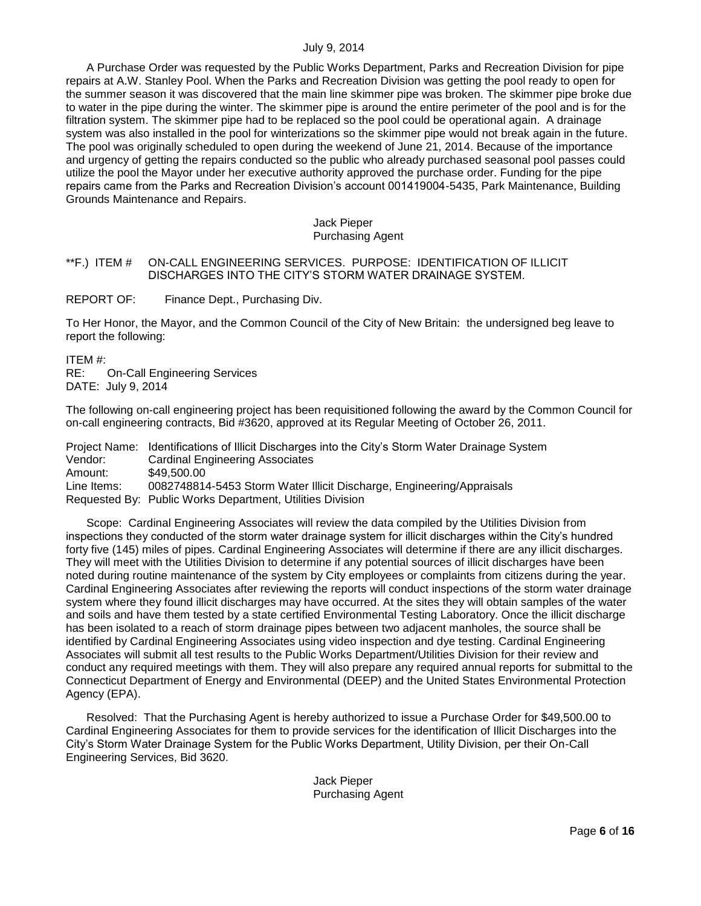A Purchase Order was requested by the Public Works Department, Parks and Recreation Division for pipe repairs at A.W. Stanley Pool. When the Parks and Recreation Division was getting the pool ready to open for the summer season it was discovered that the main line skimmer pipe was broken. The skimmer pipe broke due to water in the pipe during the winter. The skimmer pipe is around the entire perimeter of the pool and is for the filtration system. The skimmer pipe had to be replaced so the pool could be operational again. A drainage system was also installed in the pool for winterizations so the skimmer pipe would not break again in the future. The pool was originally scheduled to open during the weekend of June 21, 2014. Because of the importance and urgency of getting the repairs conducted so the public who already purchased seasonal pool passes could utilize the pool the Mayor under her executive authority approved the purchase order. Funding for the pipe repairs came from the Parks and Recreation Division's account 001419004-5435, Park Maintenance, Building Grounds Maintenance and Repairs.

Jack Pieper
Purchasing Agent

**F.) ITEM # ON-CALL ENGINEERING SERVICES. PURPOSE: IDENTIFICATION OF ILLICIT DISCHARGES INTO THE CITY'S STORM WATER DRAINAGE SYSTEM.

REPORT OF: Finance Dept., Purchasing Div.

To Her Honor, the Mayor, and the Common Council of the City of New Britain: the undersigned beg leave to report the following:

ITEM #:
RE: On-Call Engineering Services
DATE: July 9, 2014

The following on-call engineering project has been requisitioned following the award by the Common Council for on-call engineering contracts, Bid #3620, approved at its Regular Meeting of October 26, 2011.

Project Name: Identifications of Illicit Discharges into the City's Storm Water Drainage System
Vendor: Cardinal Engineering Associates
Amount: $49,500.00
Line Items: 0082748814-5453 Storm Water Illicit Discharge, Engineering/Appraisals
Requested By: Public Works Department, Utilities Division

Scope: Cardinal Engineering Associates will review the data compiled by the Utilities Division from inspections they conducted of the storm water drainage system for illicit discharges within the City's hundred forty five (145) miles of pipes. Cardinal Engineering Associates will determine if there are any illicit discharges. They will meet with the Utilities Division to determine if any potential sources of illicit discharges have been noted during routine maintenance of the system by City employees or complaints from citizens during the year. Cardinal Engineering Associates after reviewing the reports will conduct inspections of the storm water drainage system where they found illicit discharges may have occurred. At the sites they will obtain samples of the water and soils and have them tested by a state certified Environmental Testing Laboratory. Once the illicit discharge has been isolated to a reach of storm drainage pipes between two adjacent manholes, the source shall be identified by Cardinal Engineering Associates using video inspection and dye testing. Cardinal Engineering Associates will submit all test results to the Public Works Department/Utilities Division for their review and conduct any required meetings with them. They will also prepare any required annual reports for submittal to the Connecticut Department of Energy and Environmental (DEEP) and the United States Environmental Protection Agency (EPA).

Resolved: That the Purchasing Agent is hereby authorized to issue a Purchase Order for $49,500.00 to Cardinal Engineering Associates for them to provide services for the identification of Illicit Discharges into the City's Storm Water Drainage System for the Public Works Department, Utility Division, per their On-Call Engineering Services, Bid 3620.

Jack Pieper
Purchasing Agent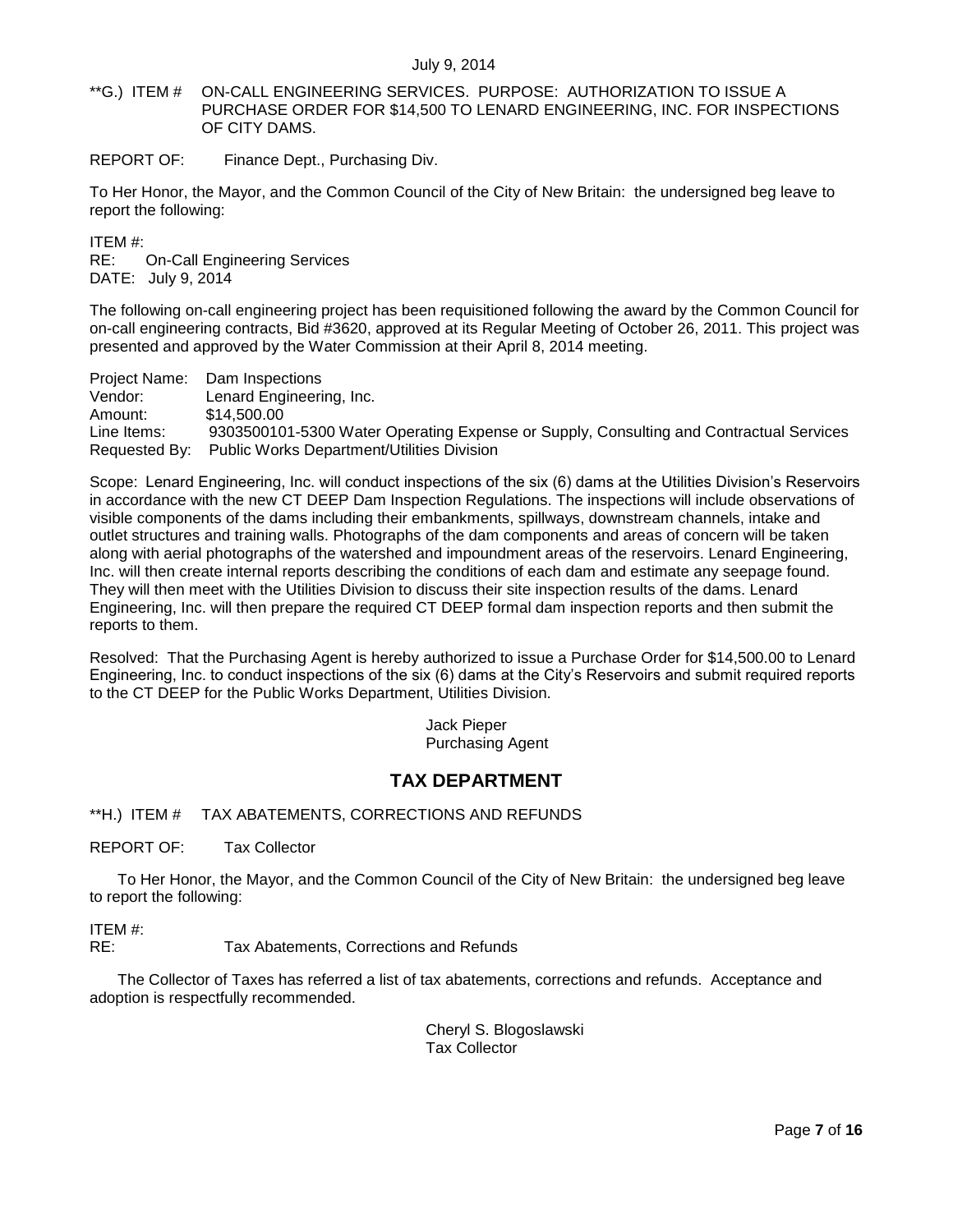**G.) ITEM # ON-CALL ENGINEERING SERVICES. PURPOSE: AUTHORIZATION TO ISSUE A PURCHASE ORDER FOR $14,500 TO LENARD ENGINEERING, INC. FOR INSPECTIONS OF CITY DAMS.

REPORT OF: Finance Dept., Purchasing Div.

To Her Honor, the Mayor, and the Common Council of the City of New Britain: the undersigned beg leave to report the following:

ITEM #:
RE: On-Call Engineering Services
DATE: July 9, 2014

The following on-call engineering project has been requisitioned following the award by the Common Council for on-call engineering contracts, Bid #3620, approved at its Regular Meeting of October 26, 2011. This project was presented and approved by the Water Commission at their April 8, 2014 meeting.

Project Name: Dam Inspections
Vendor: Lenard Engineering, Inc.
Amount: $14,500.00
Line Items: 9303500101-5300 Water Operating Expense or Supply, Consulting and Contractual Services
Requested By: Public Works Department/Utilities Division

Scope: Lenard Engineering, Inc. will conduct inspections of the six (6) dams at the Utilities Division's Reservoirs in accordance with the new CT DEEP Dam Inspection Regulations. The inspections will include observations of visible components of the dams including their embankments, spillways, downstream channels, intake and outlet structures and training walls. Photographs of the dam components and areas of concern will be taken along with aerial photographs of the watershed and impoundment areas of the reservoirs. Lenard Engineering, Inc. will then create internal reports describing the conditions of each dam and estimate any seepage found. They will then meet with the Utilities Division to discuss their site inspection results of the dams. Lenard Engineering, Inc. will then prepare the required CT DEEP formal dam inspection reports and then submit the reports to them.

Resolved: That the Purchasing Agent is hereby authorized to issue a Purchase Order for $14,500.00 to Lenard Engineering, Inc. to conduct inspections of the six (6) dams at the City's Reservoirs and submit required reports to the CT DEEP for the Public Works Department, Utilities Division.

Jack Pieper
Purchasing Agent

## TAX DEPARTMENT

**H.) ITEM # TAX ABATEMENTS, CORRECTIONS AND REFUNDS

REPORT OF: Tax Collector

To Her Honor, the Mayor, and the Common Council of the City of New Britain: the undersigned beg leave to report the following:

ITEM #:
RE: Tax Abatements, Corrections and Refunds

The Collector of Taxes has referred a list of tax abatements, corrections and refunds. Acceptance and adoption is respectfully recommended.

Cheryl S. Blogoslawski
Tax Collector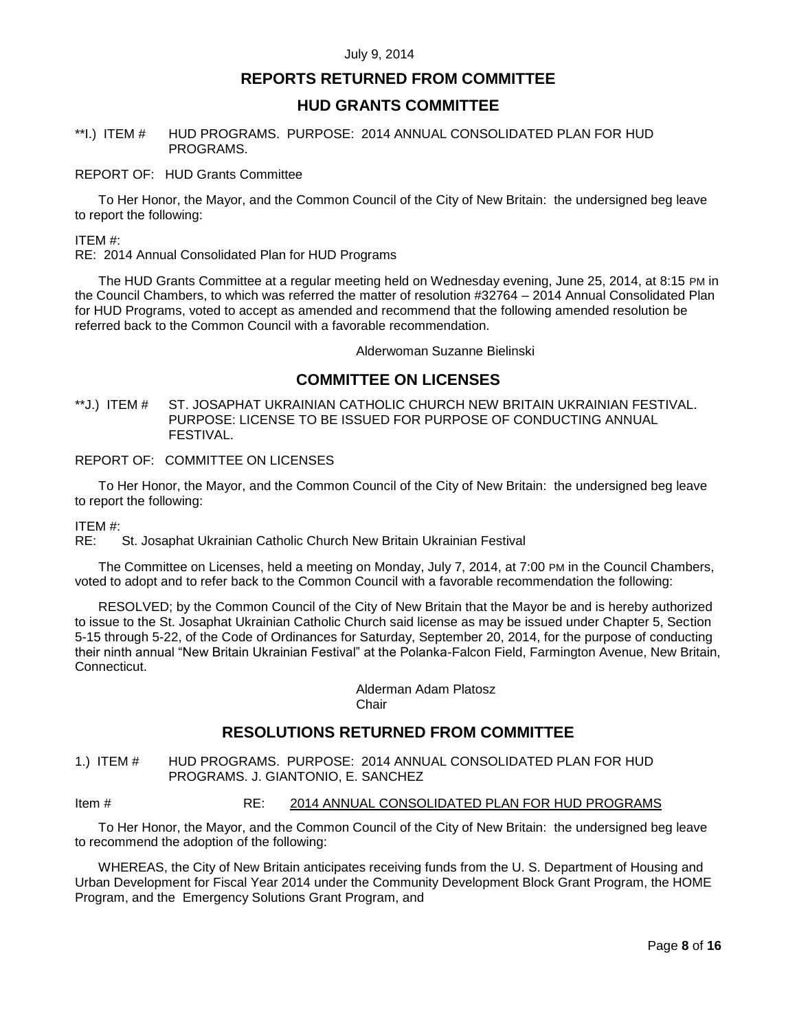July 9, 2014

## REPORTS RETURNED FROM COMMITTEE

## HUD GRANTS COMMITTEE

**I.) ITEM # HUD PROGRAMS. PURPOSE: 2014 ANNUAL CONSOLIDATED PLAN FOR HUD PROGRAMS.

REPORT OF: HUD Grants Committee

To Her Honor, the Mayor, and the Common Council of the City of New Britain: the undersigned beg leave to report the following:

ITEM #:
RE: 2014 Annual Consolidated Plan for HUD Programs

The HUD Grants Committee at a regular meeting held on Wednesday evening, June 25, 2014, at 8:15 PM in the Council Chambers, to which was referred the matter of resolution #32764 – 2014 Annual Consolidated Plan for HUD Programs, voted to accept as amended and recommend that the following amended resolution be referred back to the Common Council with a favorable recommendation.

Alderwoman Suzanne Bielinski

## COMMITTEE ON LICENSES

**J.) ITEM # ST. JOSAPHAT UKRAINIAN CATHOLIC CHURCH NEW BRITAIN UKRAINIAN FESTIVAL. PURPOSE: LICENSE TO BE ISSUED FOR PURPOSE OF CONDUCTING ANNUAL FESTIVAL.

REPORT OF: COMMITTEE ON LICENSES

To Her Honor, the Mayor, and the Common Council of the City of New Britain: the undersigned beg leave to report the following:

ITEM #:
RE: St. Josaphat Ukrainian Catholic Church New Britain Ukrainian Festival

The Committee on Licenses, held a meeting on Monday, July 7, 2014, at 7:00 PM in the Council Chambers, voted to adopt and to refer back to the Common Council with a favorable recommendation the following:

RESOLVED; by the Common Council of the City of New Britain that the Mayor be and is hereby authorized to issue to the St. Josaphat Ukrainian Catholic Church said license as may be issued under Chapter 5, Section 5-15 through 5-22, of the Code of Ordinances for Saturday, September 20, 2014, for the purpose of conducting their ninth annual "New Britain Ukrainian Festival" at the Polanka-Falcon Field, Farmington Avenue, New Britain, Connecticut.

Alderman Adam Platosz
Chair

## RESOLUTIONS RETURNED FROM COMMITTEE

1.) ITEM # HUD PROGRAMS. PURPOSE: 2014 ANNUAL CONSOLIDATED PLAN FOR HUD PROGRAMS. J. GIANTONIO, E. SANCHEZ

Item # RE: 2014 ANNUAL CONSOLIDATED PLAN FOR HUD PROGRAMS

To Her Honor, the Mayor, and the Common Council of the City of New Britain: the undersigned beg leave to recommend the adoption of the following:

WHEREAS, the City of New Britain anticipates receiving funds from the U. S. Department of Housing and Urban Development for Fiscal Year 2014 under the Community Development Block Grant Program, the HOME Program, and the Emergency Solutions Grant Program, and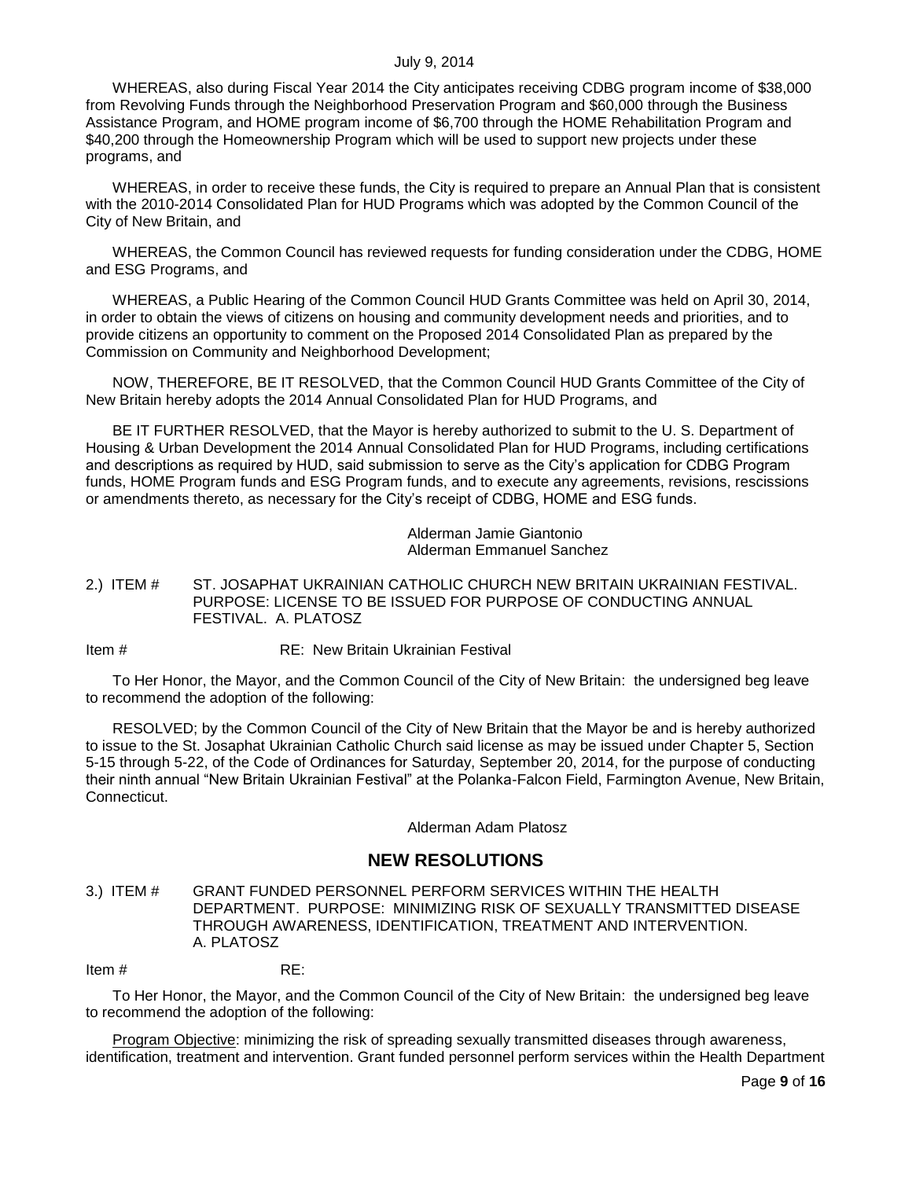WHEREAS, also during Fiscal Year 2014 the City anticipates receiving CDBG program income of $38,000 from Revolving Funds through the Neighborhood Preservation Program and $60,000 through the Business Assistance Program, and HOME program income of $6,700 through the HOME Rehabilitation Program and $40,200 through the Homeownership Program which will be used to support new projects under these programs, and

WHEREAS, in order to receive these funds, the City is required to prepare an Annual Plan that is consistent with the 2010-2014 Consolidated Plan for HUD Programs which was adopted by the Common Council of the City of New Britain, and

WHEREAS, the Common Council has reviewed requests for funding consideration under the CDBG, HOME and ESG Programs, and

WHEREAS, a Public Hearing of the Common Council HUD Grants Committee was held on April 30, 2014, in order to obtain the views of citizens on housing and community development needs and priorities, and to provide citizens an opportunity to comment on the Proposed 2014 Consolidated Plan as prepared by the Commission on Community and Neighborhood Development;

NOW, THEREFORE, BE IT RESOLVED, that the Common Council HUD Grants Committee of the City of New Britain hereby adopts the 2014 Annual Consolidated Plan for HUD Programs, and

BE IT FURTHER RESOLVED, that the Mayor is hereby authorized to submit to the U. S. Department of Housing & Urban Development the 2014 Annual Consolidated Plan for HUD Programs, including certifications and descriptions as required by HUD, said submission to serve as the City's application for CDBG Program funds, HOME Program funds and ESG Program funds, and to execute any agreements, revisions, rescissions or amendments thereto, as necessary for the City's receipt of CDBG, HOME and ESG funds.

Alderman Jamie Giantonio
Alderman Emmanuel Sanchez

2.) ITEM # ST. JOSAPHAT UKRAINIAN CATHOLIC CHURCH NEW BRITAIN UKRAINIAN FESTIVAL. PURPOSE: LICENSE TO BE ISSUED FOR PURPOSE OF CONDUCTING ANNUAL FESTIVAL. A. PLATOSZ

Item # RE: New Britain Ukrainian Festival

To Her Honor, the Mayor, and the Common Council of the City of New Britain: the undersigned beg leave to recommend the adoption of the following:

RESOLVED; by the Common Council of the City of New Britain that the Mayor be and is hereby authorized to issue to the St. Josaphat Ukrainian Catholic Church said license as may be issued under Chapter 5, Section 5-15 through 5-22, of the Code of Ordinances for Saturday, September 20, 2014, for the purpose of conducting their ninth annual "New Britain Ukrainian Festival" at the Polanka-Falcon Field, Farmington Avenue, New Britain, Connecticut.

Alderman Adam Platosz

## NEW RESOLUTIONS

3.) ITEM # GRANT FUNDED PERSONNEL PERFORM SERVICES WITHIN THE HEALTH DEPARTMENT. PURPOSE: MINIMIZING RISK OF SEXUALLY TRANSMITTED DISEASE THROUGH AWARENESS, IDENTIFICATION, TREATMENT AND INTERVENTION. A. PLATOSZ

Item # RE:

To Her Honor, the Mayor, and the Common Council of the City of New Britain: the undersigned beg leave to recommend the adoption of the following:

Program Objective: minimizing the risk of spreading sexually transmitted diseases through awareness, identification, treatment and intervention. Grant funded personnel perform services within the Health Department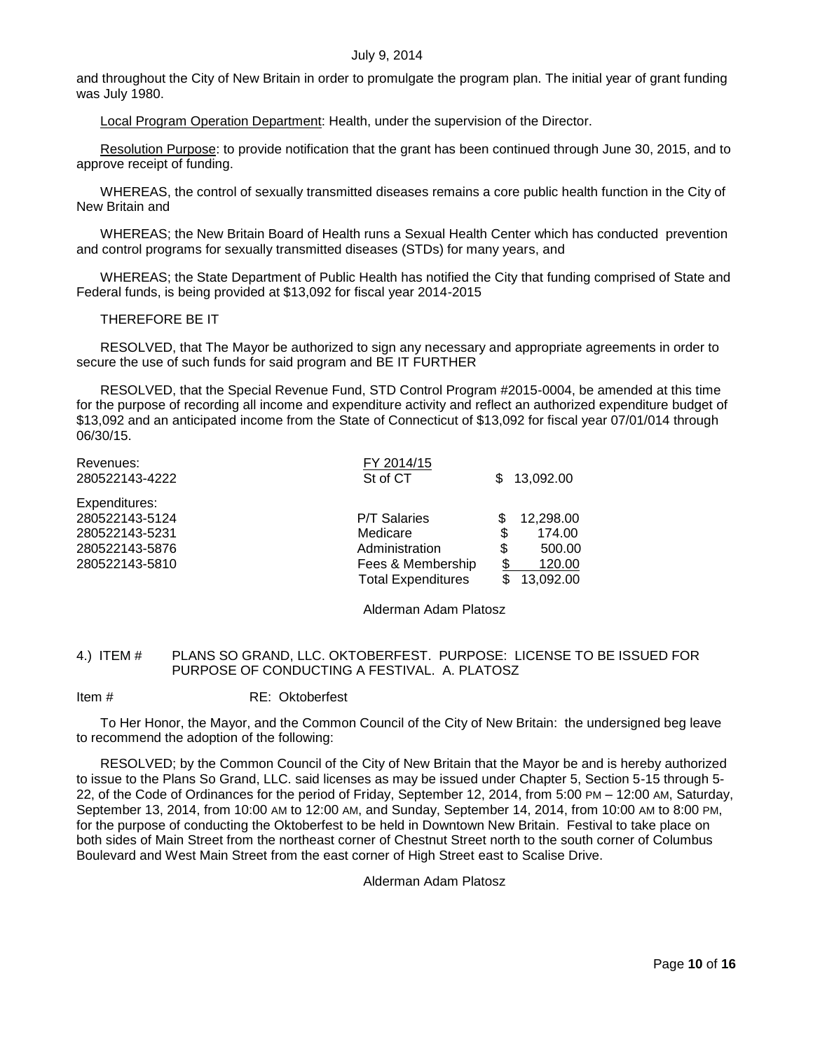and throughout the City of New Britain in order to promulgate the program plan. The initial year of grant funding was July 1980.

Local Program Operation Department: Health, under the supervision of the Director.

Resolution Purpose: to provide notification that the grant has been continued through June 30, 2015, and to approve receipt of funding.

WHEREAS, the control of sexually transmitted diseases remains a core public health function in the City of New Britain and

WHEREAS; the New Britain Board of Health runs a Sexual Health Center which has conducted prevention and control programs for sexually transmitted diseases (STDs) for many years, and

WHEREAS; the State Department of Public Health has notified the City that funding comprised of State and Federal funds, is being provided at $13,092 for fiscal year 2014-2015

THEREFORE BE IT

RESOLVED, that The Mayor be authorized to sign any necessary and appropriate agreements in order to secure the use of such funds for said program and BE IT FURTHER

RESOLVED, that the Special Revenue Fund, STD Control Program #2015-0004, be amended at this time for the purpose of recording all income and expenditure activity and reflect an authorized expenditure budget of $13,092 and an anticipated income from the State of Connecticut of $13,092 for fiscal year 07/01/014 through 06/30/15.

| | | |
|---|---|---|
| Revenues: | FY 2014/15 | |
| 280522143-4222 | St of CT | $ 13,092.00 |
| Expenditures: | | |
| 280522143-5124 | P/T Salaries | $ 12,298.00 |
| 280522143-5231 | Medicare | $ 174.00 |
| 280522143-5876 | Administration | $ 500.00 |
| 280522143-5810 | Fees & Membership | $ 120.00 |
| | Total Expenditures | $ 13,092.00 |

Alderman Adam Platosz

4.) ITEM # PLANS SO GRAND, LLC. OKTOBERFEST. PURPOSE: LICENSE TO BE ISSUED FOR PURPOSE OF CONDUCTING A FESTIVAL. A. PLATOSZ

Item # RE: Oktoberfest

To Her Honor, the Mayor, and the Common Council of the City of New Britain: the undersigned beg leave to recommend the adoption of the following:

RESOLVED; by the Common Council of the City of New Britain that the Mayor be and is hereby authorized to issue to the Plans So Grand, LLC. said licenses as may be issued under Chapter 5, Section 5-15 through 5-22, of the Code of Ordinances for the period of Friday, September 12, 2014, from 5:00 PM – 12:00 AM, Saturday, September 13, 2014, from 10:00 AM to 12:00 AM, and Sunday, September 14, 2014, from 10:00 AM to 8:00 PM, for the purpose of conducting the Oktoberfest to be held in Downtown New Britain. Festival to take place on both sides of Main Street from the northeast corner of Chestnut Street north to the south corner of Columbus Boulevard and West Main Street from the east corner of High Street east to Scalise Drive.

Alderman Adam Platosz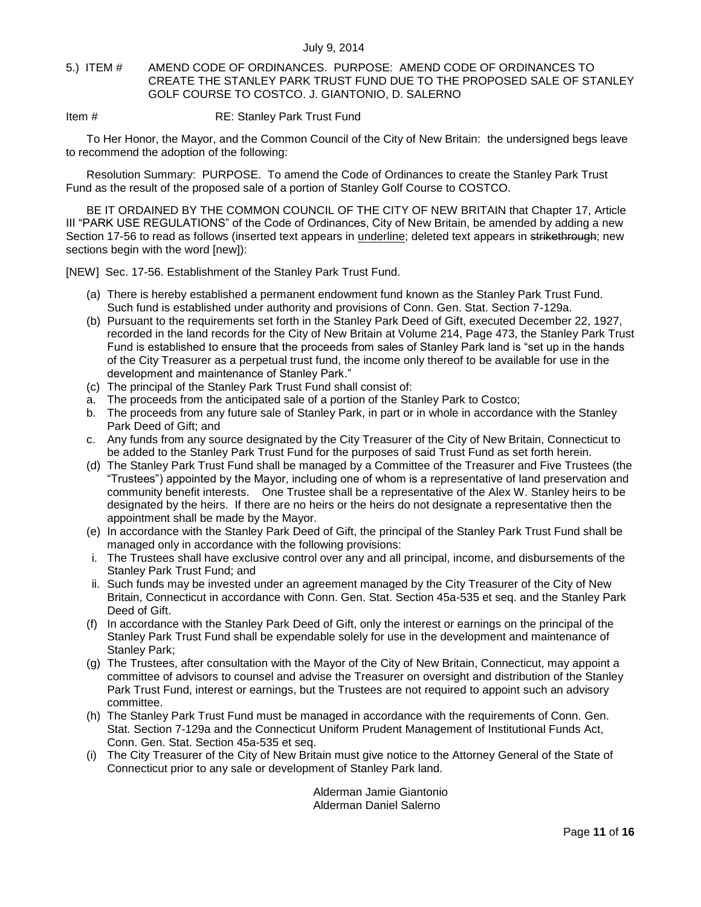July 9, 2014

5.) ITEM # AMEND CODE OF ORDINANCES. PURPOSE: AMEND CODE OF ORDINANCES TO CREATE THE STANLEY PARK TRUST FUND DUE TO THE PROPOSED SALE OF STANLEY GOLF COURSE TO COSTCO. J. GIANTONIO, D. SALERNO

Item # RE: Stanley Park Trust Fund

To Her Honor, the Mayor, and the Common Council of the City of New Britain: the undersigned begs leave to recommend the adoption of the following:

Resolution Summary: PURPOSE. To amend the Code of Ordinances to create the Stanley Park Trust Fund as the result of the proposed sale of a portion of Stanley Golf Course to COSTCO.

BE IT ORDAINED BY THE COMMON COUNCIL OF THE CITY OF NEW BRITAIN that Chapter 17, Article III "PARK USE REGULATIONS" of the Code of Ordinances, City of New Britain, be amended by adding a new Section 17-56 to read as follows (inserted text appears in <u>underline</u>; deleted text appears in ~~strikethrough~~; new sections begin with the word [new]):

[NEW] Sec. 17-56. Establishment of the Stanley Park Trust Fund.

(a) There is hereby established a permanent endowment fund known as the Stanley Park Trust Fund. Such fund is established under authority and provisions of Conn. Gen. Stat. Section 7-129a.

(b) Pursuant to the requirements set forth in the Stanley Park Deed of Gift, executed December 22, 1927, recorded in the land records for the City of New Britain at Volume 214, Page 473, the Stanley Park Trust Fund is established to ensure that the proceeds from sales of Stanley Park land is "set up in the hands of the City Treasurer as a perpetual trust fund, the income only thereof to be available for use in the development and maintenance of Stanley Park."

(c) The principal of the Stanley Park Trust Fund shall consist of:

a. The proceeds from the anticipated sale of a portion of the Stanley Park to Costco;

b. The proceeds from any future sale of Stanley Park, in part or in whole in accordance with the Stanley Park Deed of Gift; and

c. Any funds from any source designated by the City Treasurer of the City of New Britain, Connecticut to be added to the Stanley Park Trust Fund for the purposes of said Trust Fund as set forth herein.

(d) The Stanley Park Trust Fund shall be managed by a Committee of the Treasurer and Five Trustees (the "Trustees") appointed by the Mayor, including one of whom is a representative of land preservation and community benefit interests. One Trustee shall be a representative of the Alex W. Stanley heirs to be designated by the heirs. If there are no heirs or the heirs do not designate a representative then the appointment shall be made by the Mayor.

(e) In accordance with the Stanley Park Deed of Gift, the principal of the Stanley Park Trust Fund shall be managed only in accordance with the following provisions:

i. The Trustees shall have exclusive control over any and all principal, income, and disbursements of the Stanley Park Trust Fund; and

ii. Such funds may be invested under an agreement managed by the City Treasurer of the City of New Britain, Connecticut in accordance with Conn. Gen. Stat. Section 45a-535 et seq. and the Stanley Park Deed of Gift.

(f) In accordance with the Stanley Park Deed of Gift, only the interest or earnings on the principal of the Stanley Park Trust Fund shall be expendable solely for use in the development and maintenance of Stanley Park;

(g) The Trustees, after consultation with the Mayor of the City of New Britain, Connecticut, may appoint a committee of advisors to counsel and advise the Treasurer on oversight and distribution of the Stanley Park Trust Fund, interest or earnings, but the Trustees are not required to appoint such an advisory committee.

(h) The Stanley Park Trust Fund must be managed in accordance with the requirements of Conn. Gen. Stat. Section 7-129a and the Connecticut Uniform Prudent Management of Institutional Funds Act, Conn. Gen. Stat. Section 45a-535 et seq.

(i) The City Treasurer of the City of New Britain must give notice to the Attorney General of the State of Connecticut prior to any sale or development of Stanley Park land.

Alderman Jamie Giantonio
Alderman Daniel Salerno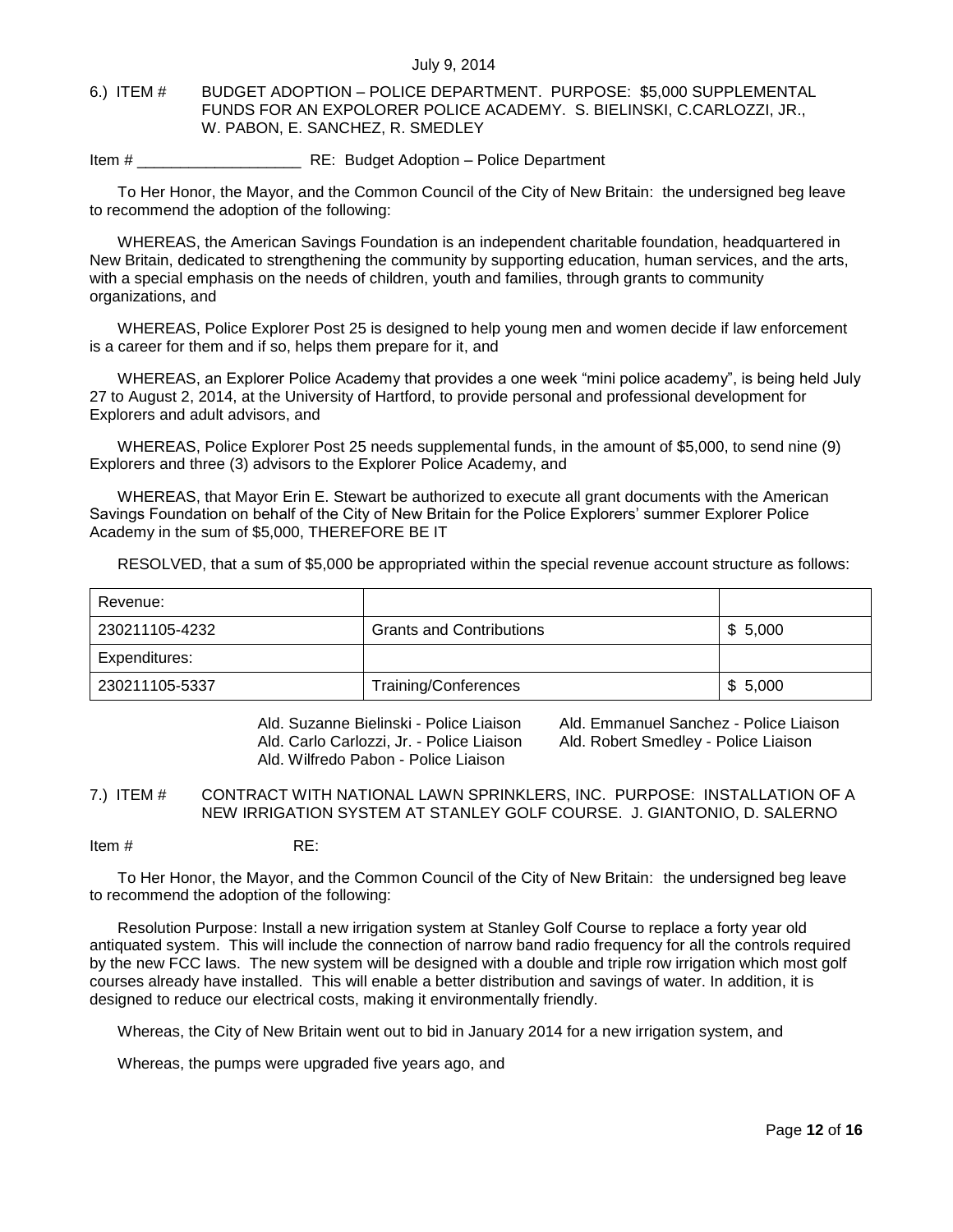6.) ITEM # BUDGET ADOPTION – POLICE DEPARTMENT. PURPOSE: $5,000 SUPPLEMENTAL FUNDS FOR AN EXPOLORER POLICE ACADEMY. S. BIELINSKI, C.CARLOZZI, JR., W. PABON, E. SANCHEZ, R. SMEDLEY

Item # ___________________ RE: Budget Adoption – Police Department

To Her Honor, the Mayor, and the Common Council of the City of New Britain: the undersigned beg leave to recommend the adoption of the following:

WHEREAS, the American Savings Foundation is an independent charitable foundation, headquartered in New Britain, dedicated to strengthening the community by supporting education, human services, and the arts, with a special emphasis on the needs of children, youth and families, through grants to community organizations, and

WHEREAS, Police Explorer Post 25 is designed to help young men and women decide if law enforcement is a career for them and if so, helps them prepare for it, and

WHEREAS, an Explorer Police Academy that provides a one week "mini police academy", is being held July 27 to August 2, 2014, at the University of Hartford, to provide personal and professional development for Explorers and adult advisors, and

WHEREAS, Police Explorer Post 25 needs supplemental funds, in the amount of $5,000, to send nine (9) Explorers and three (3) advisors to the Explorer Police Academy, and

WHEREAS, that Mayor Erin E. Stewart be authorized to execute all grant documents with the American Savings Foundation on behalf of the City of New Britain for the Police Explorers' summer Explorer Police Academy in the sum of $5,000, THEREFORE BE IT

RESOLVED, that a sum of $5,000 be appropriated within the special revenue account structure as follows:

| Revenue: | | |
|---|---|---|
| 230211105-4232 | Grants and Contributions | $ 5,000 |
| Expenditures: | | |
| 230211105-5337 | Training/Conferences | $ 5,000 |

Ald. Suzanne Bielinski - Police Liaison
Ald. Carlo Carlozzi, Jr. - Police Liaison
Ald. Wilfredo Pabon - Police Liaison
Ald. Emmanuel Sanchez - Police Liaison
Ald. Robert Smedley - Police Liaison

7.) ITEM # CONTRACT WITH NATIONAL LAWN SPRINKLERS, INC. PURPOSE: INSTALLATION OF A NEW IRRIGATION SYSTEM AT STANLEY GOLF COURSE. J. GIANTONIO, D. SALERNO

Item # RE:

To Her Honor, the Mayor, and the Common Council of the City of New Britain: the undersigned beg leave to recommend the adoption of the following:

Resolution Purpose: Install a new irrigation system at Stanley Golf Course to replace a forty year old antiquated system. This will include the connection of narrow band radio frequency for all the controls required by the new FCC laws. The new system will be designed with a double and triple row irrigation which most golf courses already have installed. This will enable a better distribution and savings of water. In addition, it is designed to reduce our electrical costs, making it environmentally friendly.

Whereas, the City of New Britain went out to bid in January 2014 for a new irrigation system, and

Whereas, the pumps were upgraded five years ago, and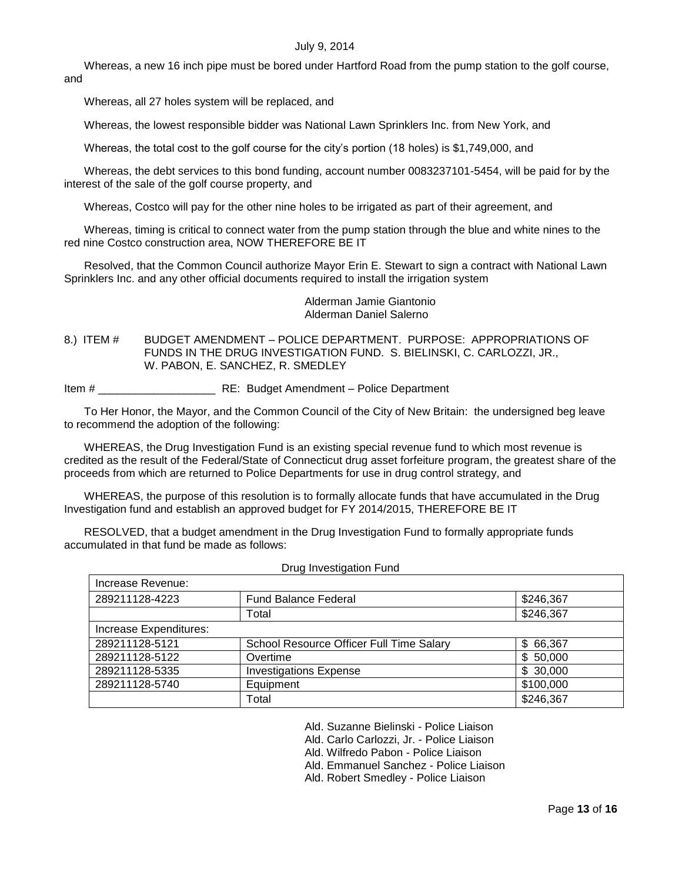Whereas, a new 16 inch pipe must be bored under Hartford Road from the pump station to the golf course, and

Whereas, all 27 holes system will be replaced, and

Whereas, the lowest responsible bidder was National Lawn Sprinklers Inc. from New York, and

Whereas, the total cost to the golf course for the city's portion (18 holes) is $1,749,000, and

Whereas, the debt services to this bond funding, account number 0083237101-5454, will be paid for by the interest of the sale of the golf course property, and

Whereas, Costco will pay for the other nine holes to be irrigated as part of their agreement, and

Whereas, timing is critical to connect water from the pump station through the blue and white nines to the red nine Costco construction area, NOW THEREFORE BE IT

Resolved, that the Common Council authorize Mayor Erin E. Stewart to sign a contract with National Lawn Sprinklers Inc. and any other official documents required to install the irrigation system

Alderman Jamie Giantonio
Alderman Daniel Salerno

8.) ITEM # BUDGET AMENDMENT – POLICE DEPARTMENT. PURPOSE: APPROPRIATIONS OF FUNDS IN THE DRUG INVESTIGATION FUND. S. BIELINSKI, C. CARLOZZI, JR., W. PABON, E. SANCHEZ, R. SMEDLEY

Item # ___________________ RE: Budget Amendment – Police Department

To Her Honor, the Mayor, and the Common Council of the City of New Britain: the undersigned beg leave to recommend the adoption of the following:

WHEREAS, the Drug Investigation Fund is an existing special revenue fund to which most revenue is credited as the result of the Federal/State of Connecticut drug asset forfeiture program, the greatest share of the proceeds from which are returned to Police Departments for use in drug control strategy, and

WHEREAS, the purpose of this resolution is to formally allocate funds that have accumulated in the Drug Investigation fund and establish an approved budget for FY 2014/2015, THEREFORE BE IT

RESOLVED, that a budget amendment in the Drug Investigation Fund to formally appropriate funds accumulated in that fund be made as follows:

Drug Investigation Fund

| Increase Revenue: | | |
|---|---|---|
| 289211128-4223 | Fund Balance Federal | $246,367 |
| | Total | $246,367 |
| Increase Expenditures: | | |
| 289211128-5121 | School Resource Officer Full Time Salary | $ 66,367 |
| 289211128-5122 | Overtime | $ 50,000 |
| 289211128-5335 | Investigations Expense | $ 30,000 |
| 289211128-5740 | Equipment | $100,000 |
| | Total | $246,367 |

Ald. Suzanne Bielinski - Police Liaison
Ald. Carlo Carlozzi, Jr. - Police Liaison
Ald. Wilfredo Pabon - Police Liaison
Ald. Emmanuel Sanchez - Police Liaison
Ald. Robert Smedley - Police Liaison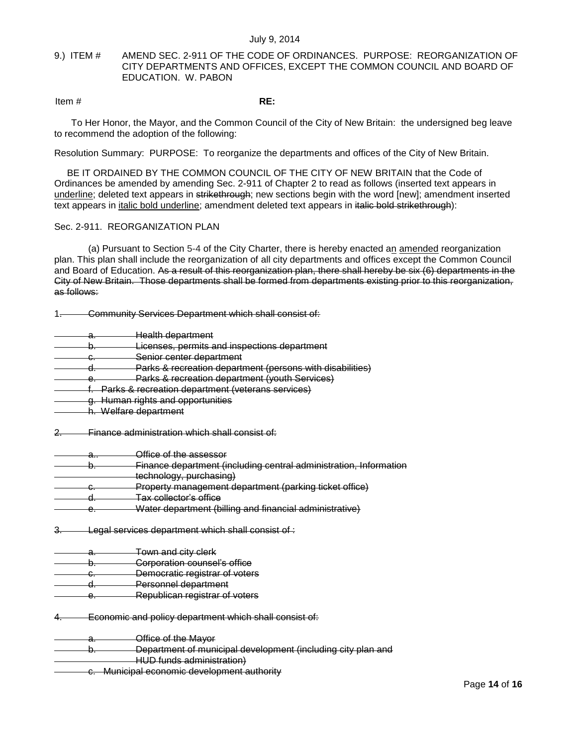July 9, 2014

9.) ITEM # AMEND SEC. 2-911 OF THE CODE OF ORDINANCES. PURPOSE: REORGANIZATION OF CITY DEPARTMENTS AND OFFICES, EXCEPT THE COMMON COUNCIL AND BOARD OF EDUCATION. W. PABON

Item # **RE:**

To Her Honor, the Mayor, and the Common Council of the City of New Britain: the undersigned beg leave to recommend the adoption of the following:

Resolution Summary: PURPOSE: To reorganize the departments and offices of the City of New Britain.

BE IT ORDAINED BY THE COMMON COUNCIL OF THE CITY OF NEW BRITAIN that the Code of Ordinances be amended by amending Sec. 2-911 of Chapter 2 to read as follows (inserted text appears in <u>underline</u>; deleted text appears in ~~strikethrough~~; new sections begin with the word [new]; amendment inserted text appears in ***<u>italic bold underline</u>***; amendment deleted text appears in ***~~italic bold strikethrough~~***):

Sec. 2-911. REORGANIZATION PLAN

(a) Pursuant to Section 5-4 of the City Charter, there is hereby enacted a<u>n</u> <u>amended</u> reorganization plan. This plan shall include the reorganization of all city departments and offices except the Common Council and Board of Education. ~~As a result of this reorganization plan, there shall hereby be six (6) departments in the City of New Britain. Those departments shall be formed from departments existing prior to this reorganization, as follows:~~

~~1. Community Services Department which shall consist of:~~

~~a. Health department~~
~~b. Licenses, permits and inspections department~~
~~c. Senior center department~~
~~d. Parks & recreation department (persons with disabilities)~~
~~e. Parks & recreation department (youth Services)~~
~~f. Parks & recreation department (veterans services)~~
~~g. Human rights and opportunities~~
~~h. Welfare department~~

~~2. Finance administration which shall consist of:~~

~~a.. Office of the assessor~~
~~b. Finance department (including central administration, Information technology, purchasing)~~
~~c. Property management department (parking ticket office)~~
~~d. Tax collector's office~~
~~e. Water department (billing and financial administrative)~~

~~3. Legal services department which shall consist of :~~

~~a. Town and city clerk~~
~~b. Corporation counsel's office~~
~~c. Democratic registrar of voters~~
~~d. Personnel department~~
~~e. Republican registrar of voters~~

~~4. Economic and policy department which shall consist of:~~

~~a. Office of the Mayor~~
~~b. Department of municipal development (including city plan and HUD funds administration)~~
~~c. Municipal economic development authority~~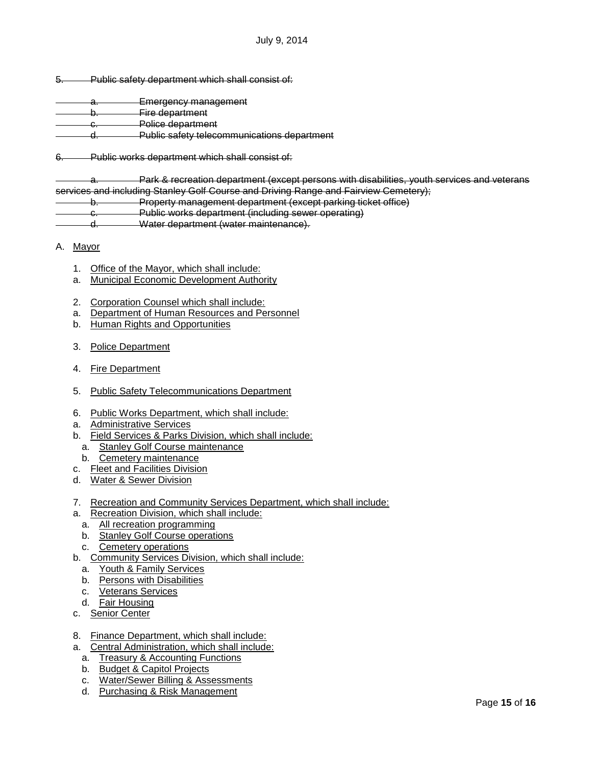~~5. Public safety department which shall consist of:~~

~~a. Emergency management~~
~~b. Fire department~~
~~c. Police department~~
~~d. Public safety telecommunications department~~

~~6. Public works department which shall consist of:~~

~~a. Park & recreation department (except persons with disabilities, youth services and veterans services and including Stanley Golf Course and Driving Range and Fairview Cemetery);~~
~~b. Property management department (except parking ticket office)~~
~~c. Public works department (including sewer operating)~~
~~d. Water department (water maintenance).~~

A. <u>Mayor</u>

1. <u>Office of the Mayor, which shall include:</u>
   a. <u>Municipal Economic Development Authority</u>

2. <u>Corporation Counsel which shall include:</u>
   a. <u>Department of Human Resources and Personnel</u>
   b. <u>Human Rights and Opportunities</u>

3. <u>Police Department</u>

4. <u>Fire Department</u>

5. <u>Public Safety Telecommunications Department</u>

6. <u>Public Works Department, which shall include:</u>
   a. <u>Administrative Services</u>
   b. <u>Field Services & Parks Division, which shall include:</u>
      a. <u>Stanley Golf Course maintenance</u>
      b. <u>Cemetery maintenance</u>
   c. <u>Fleet and Facilities Division</u>
   d. <u>Water & Sewer Division</u>

7. <u>Recreation and Community Services Department, which shall include:</u>
   a. <u>Recreation Division, which shall include:</u>
      a. <u>All recreation programming</u>
      b. <u>Stanley Golf Course operations</u>
      c. <u>Cemetery operations</u>
   b. <u>Community Services Division, which shall include:</u>
      a. <u>Youth & Family Services</u>
      b. <u>Persons with Disabilities</u>
      c. <u>Veterans Services</u>
      d. <u>Fair Housing</u>
   c. <u>Senior Center</u>

8. <u>Finance Department, which shall include:</u>
   a. <u>Central Administration, which shall include:</u>
      a. <u>Treasury & Accounting Functions</u>
      b. <u>Budget & Capitol Projects</u>
      c. <u>Water/Sewer Billing & Assessments</u>
      d. <u>Purchasing & Risk Management</u>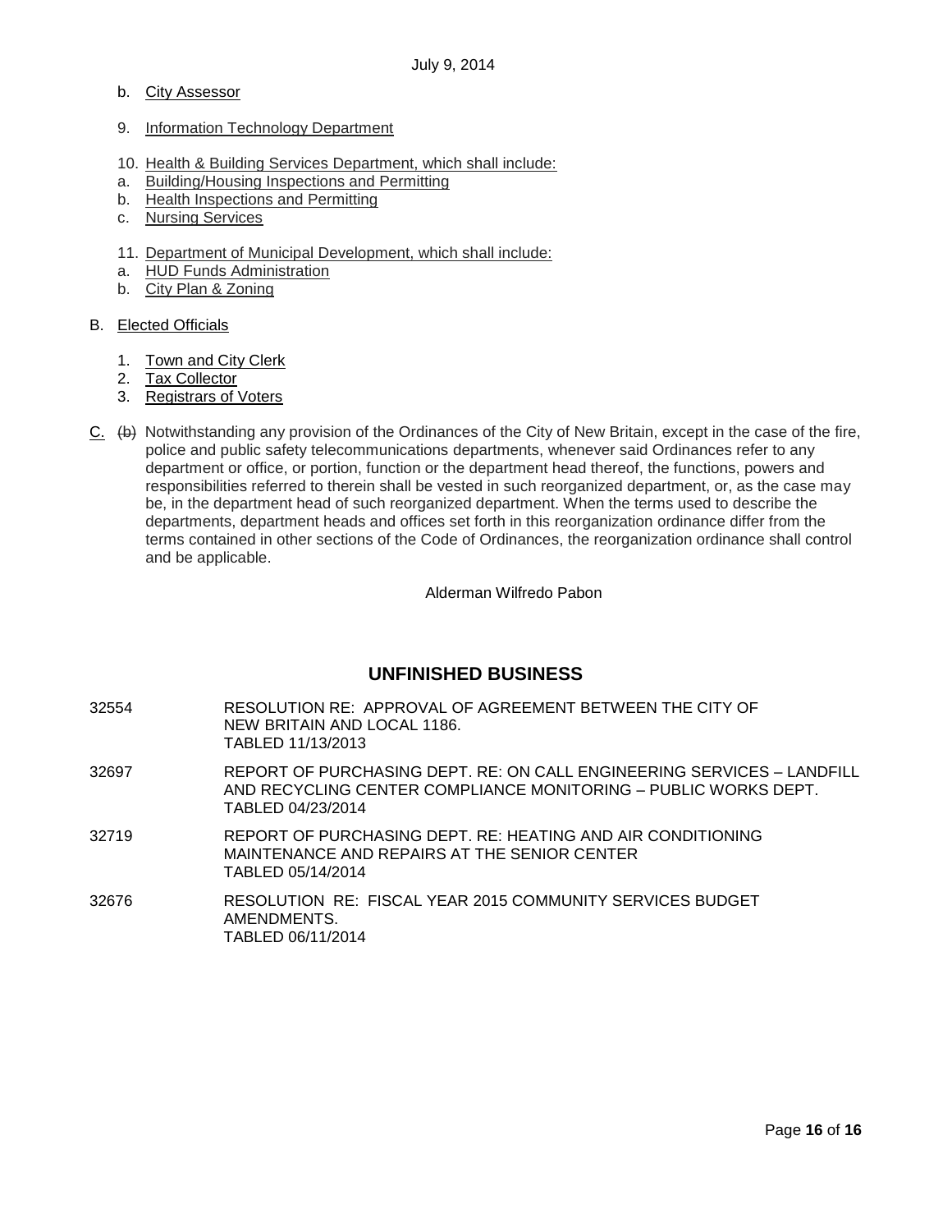b. City Assessor

9. Information Technology Department

10. Health & Building Services Department, which shall include:
a. Building/Housing Inspections and Permitting
b. Health Inspections and Permitting
c. Nursing Services

11. Department of Municipal Development, which shall include:
a. HUD Funds Administration
b. City Plan & Zoning

B. Elected Officials

1. Town and City Clerk
2. Tax Collector
3. Registrars of Voters

C. ~~(b)~~ Notwithstanding any provision of the Ordinances of the City of New Britain, except in the case of the fire, police and public safety telecommunications departments, whenever said Ordinances refer to any department or office, or portion, function or the department head thereof, the functions, powers and responsibilities referred to therein shall be vested in such reorganized department, or, as the case may be, in the department head of such reorganized department. When the terms used to describe the departments, department heads and offices set forth in this reorganization ordinance differ from the terms contained in other sections of the Code of Ordinances, the reorganization ordinance shall control and be applicable.

Alderman Wilfredo Pabon

## UNFINISHED BUSINESS

32554 RESOLUTION RE: APPROVAL OF AGREEMENT BETWEEN THE CITY OF NEW BRITAIN AND LOCAL 1186.
TABLED 11/13/2013

32697 REPORT OF PURCHASING DEPT. RE: ON CALL ENGINEERING SERVICES – LANDFILL AND RECYCLING CENTER COMPLIANCE MONITORING – PUBLIC WORKS DEPT.
TABLED 04/23/2014

32719 REPORT OF PURCHASING DEPT. RE: HEATING AND AIR CONDITIONING MAINTENANCE AND REPAIRS AT THE SENIOR CENTER
TABLED 05/14/2014

32676 RESOLUTION RE: FISCAL YEAR 2015 COMMUNITY SERVICES BUDGET AMENDMENTS.
TABLED 06/11/2014